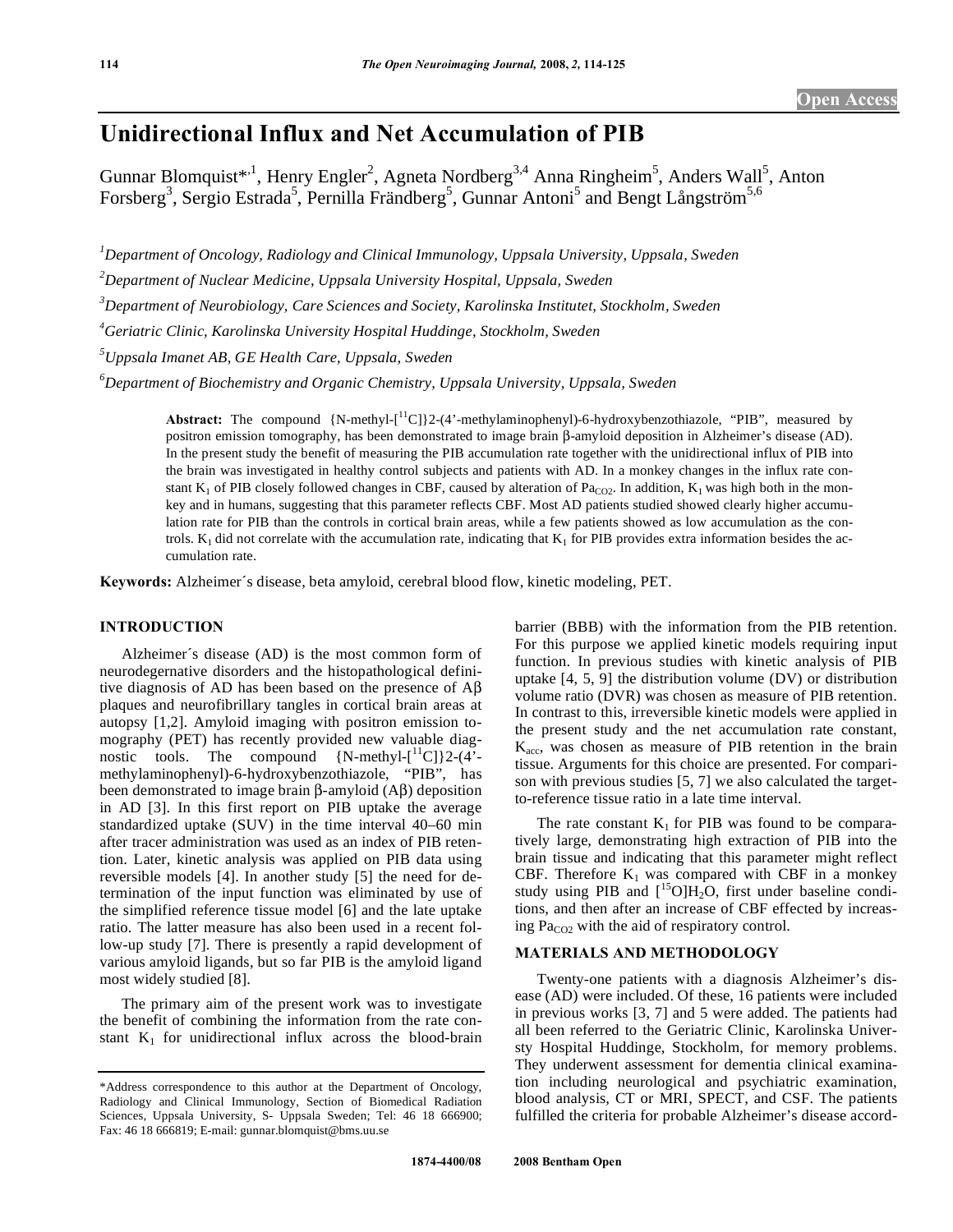Open Access

# Unidirectional Influx and Net Accumulation of PIB

Gunnar Blomquist*[,1], Henry Engler[2], Agneta Nordberg[3,4] Anna Ringheim[5], Anders Wall[5], Anton Forsberg[3], Sergio Estrada[5], Pernilla Frändberg[5], Gunnar Antoni[5] and Bengt Långström[5,6]

[1]Department of Oncology, Radiology and Clinical Immunology, Uppsala University, Uppsala, Sweden

[2]Department of Nuclear Medicine, Uppsala University Hospital, Uppsala, Sweden

[3]Department of Neurobiology, Care Sciences and Society, Karolinska Institutet, Stockholm, Sweden

[4]Geriatric Clinic, Karolinska University Hospital Huddinge, Stockholm, Sweden

[5]Uppsala Imanet AB, GE Health Care, Uppsala, Sweden

[6]Department of Biochemistry and Organic Chemistry, Uppsala University, Uppsala, Sweden

**Abstract:** The compound {N-methyl-[$^{11}$C]}2-(4'-methylaminophenyl)-6-hydroxybenzothiazole, "PIB", measured by positron emission tomography, has been demonstrated to image brain β-amyloid deposition in Alzheimer's disease (AD). In the present study the benefit of measuring the PIB accumulation rate together with the unidirectional influx of PIB into the brain was investigated in healthy control subjects and patients with AD. In a monkey changes in the influx rate constant $K_1$ of PIB closely followed changes in CBF, caused by alteration of $Pa_{CO2}$. In addition, $K_1$ was high both in the monkey and in humans, suggesting that this parameter reflects CBF. Most AD patients studied showed clearly higher accumulation rate for PIB than the controls in cortical brain areas, while a few patients showed as low accumulation as the controls. $K_1$ did not correlate with the accumulation rate, indicating that $K_1$ for PIB provides extra information besides the accumulation rate.

**Keywords:** Alzheimer´s disease, beta amyloid, cerebral blood flow, kinetic modeling, PET.

## INTRODUCTION

Alzheimer´s disease (AD) is the most common form of neurodegenerative disorders and the histopathological definitive diagnosis of AD has been based on the presence of Aβ plaques and neurofibrillary tangles in cortical brain areas at autopsy [1,2]. Amyloid imaging with positron emission tomography (PET) has recently provided new valuable diagnostic tools. The compound {N-methyl-[$^{11}$C]}2-(4'-methylaminophenyl)-6-hydroxybenzothiazole, "PIB", has been demonstrated to image brain β-amyloid (Aβ) deposition in AD [3]. In this first report on PIB uptake the average standardized uptake (SUV) in the time interval 40–60 min after tracer administration was used as an index of PIB retention. Later, kinetic analysis was applied on PIB data using reversible models [4]. In another study [5] the need for determination of the input function was eliminated by use of the simplified reference tissue model [6] and the late uptake ratio. The latter measure has also been used in a recent follow-up study [7]. There is presently a rapid development of various amyloid ligands, but so far PIB is the amyloid ligand most widely studied [8].

The primary aim of the present work was to investigate the benefit of combining the information from the rate constant $K_1$ for unidirectional influx across the blood-brain barrier (BBB) with the information from the PIB retention. For this purpose we applied kinetic models requiring input function. In previous studies with kinetic analysis of PIB uptake [4, 5, 9] the distribution volume (DV) or distribution volume ratio (DVR) was chosen as measure of PIB retention. In contrast to this, irreversible kinetic models were applied in the present study and the net accumulation rate constant, $K_{acc}$, was chosen as measure of PIB retention in the brain tissue. Arguments for this choice are presented. For comparison with previous studies [5, 7] we also calculated the target-to-reference tissue ratio in a late time interval.

The rate constant $K_1$ for PIB was found to be comparatively large, demonstrating high extraction of PIB into the brain tissue and indicating that this parameter might reflect CBF. Therefore $K_1$ was compared with CBF in a monkey study using PIB and [$^{15}$O]$H_2O$, first under baseline conditions, and then after an increase of CBF effected by increasing $Pa_{CO2}$ with the aid of respiratory control.

## MATERIALS AND METHODOLOGY

Twenty-one patients with a diagnosis Alzheimer's disease (AD) were included. Of these, 16 patients were included in previous works [3, 7] and 5 were added. The patients had all been referred to the Geriatric Clinic, Karolinska Universty Hospital Huddinge, Stockholm, for memory problems. They underwent assessment for dementia clinical examination including neurological and psychiatric examination, blood analysis, CT or MRI, SPECT, and CSF. The patients fulfilled the criteria for probable Alzheimer's disease accord-

*Address correspondence to this author at the Department of Oncology, Radiology and Clinical Immunology, Section of Biomedical Radiation Sciences, Uppsala University, S- Uppsala Sweden; Tel: 46 18 666900; Fax: 46 18 666819; E-mail: gunnar.blomquist@bms.uu.se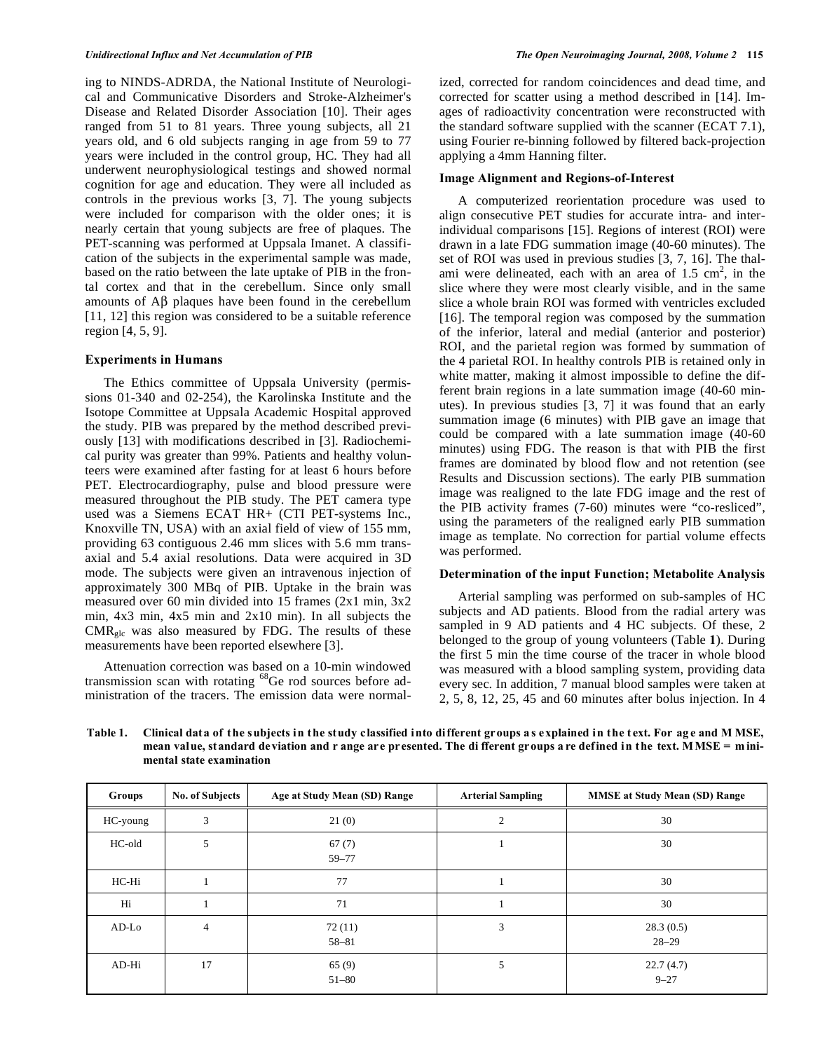ing to NINDS-ADRDA, the National Institute of Neurological and Communicative Disorders and Stroke-Alzheimer's Disease and Related Disorder Association [10]. Their ages ranged from 51 to 81 years. Three young subjects, all 21 years old, and 6 old subjects ranging in age from 59 to 77 years were included in the control group, HC. They had all underwent neurophysiological testings and showed normal cognition for age and education. They were all included as controls in the previous works [3, 7]. The young subjects were included for comparison with the older ones; it is nearly certain that young subjects are free of plaques. The PET-scanning was performed at Uppsala Imanet. A classification of the subjects in the experimental sample was made, based on the ratio between the late uptake of PIB in the frontal cortex and that in the cerebellum. Since only small amounts of Aβ plaques have been found in the cerebellum [11, 12] this region was considered to be a suitable reference region [4, 5, 9].

### Experiments in Humans

The Ethics committee of Uppsala University (permissions 01-340 and 02-254), the Karolinska Institute and the Isotope Committee at Uppsala Academic Hospital approved the study. PIB was prepared by the method described previously [13] with modifications described in [3]. Radiochemical purity was greater than 99%. Patients and healthy volunteers were examined after fasting for at least 6 hours before PET. Electrocardiography, pulse and blood pressure were measured throughout the PIB study. The PET camera type used was a Siemens ECAT HR+ (CTI PET-systems Inc., Knoxville TN, USA) with an axial field of view of 155 mm, providing 63 contiguous 2.46 mm slices with 5.6 mm transaxial and 5.4 axial resolutions. Data were acquired in 3D mode. The subjects were given an intravenous injection of approximately 300 MBq of PIB. Uptake in the brain was measured over 60 min divided into 15 frames (2x1 min, 3x2 min, 4x3 min, 4x5 min and 2x10 min). In all subjects the $CMR_{glc}$ was also measured by FDG. The results of these measurements have been reported elsewhere [3].

Attenuation correction was based on a 10-min windowed transmission scan with rotating $^{68}$Ge rod sources before administration of the tracers. The emission data were normalized, corrected for random coincidences and dead time, and corrected for scatter using a method described in [14]. Images of radioactivity concentration were reconstructed with the standard software supplied with the scanner (ECAT 7.1), using Fourier re-binning followed by filtered back-projection applying a 4mm Hanning filter.

### Image Alignment and Regions-of-Interest

A computerized reorientation procedure was used to align consecutive PET studies for accurate intra- and inter-individual comparisons [15]. Regions of interest (ROI) were drawn in a late FDG summation image (40-60 minutes). The set of ROI was used in previous studies [3, 7, 16]. The thalami were delineated, each with an area of 1.5 cm$^2$, in the slice where they were most clearly visible, and in the same slice a whole brain ROI was formed with ventricles excluded [16]. The temporal region was composed by the summation of the inferior, lateral and medial (anterior and posterior) ROI, and the parietal region was formed by summation of the 4 parietal ROI. In healthy controls PIB is retained only in white matter, making it almost impossible to define the different brain regions in a late summation image (40-60 minutes). In previous studies [3, 7] it was found that an early summation image (6 minutes) with PIB gave an image that could be compared with a late summation image (40-60 minutes) using FDG. The reason is that with PIB the first frames are dominated by blood flow and not retention (see Results and Discussion sections). The early PIB summation image was realigned to the late FDG image and the rest of the PIB activity frames (7-60) minutes were "co-resliced", using the parameters of the realigned early PIB summation image as template. No correction for partial volume effects was performed.

### Determination of the input Function; Metabolite Analysis

Arterial sampling was performed on sub-samples of HC subjects and AD patients. Blood from the radial artery was sampled in 9 AD patients and 4 HC subjects. Of these, 2 belonged to the group of young volunteers (Table **1**). During the first 5 min the time course of the tracer in whole blood was measured with a blood sampling system, providing data every sec. In addition, 7 manual blood samples were taken at 2, 5, 8, 12, 25, 45 and 60 minutes after bolus injection. In 4

**Table 1. Clinical data of the subjects in the study classified into different groups as explained in the text. For age and MMSE, mean value, standard deviation and range are presented. The different groups are defined in the text. MMSE = mini-mental state examination**

| Groups | No. of Subjects | Age at Study Mean (SD) Range | Arterial Sampling | MMSE at Study Mean (SD) Range |
|---|---|---|---|---|
| HC-young | 3 | 21 (0) | 2 | 30 |
| HC-old | 5 | 67 (7) 59–77 | 1 | 30 |
| HC-Hi | 1 | 77 | 1 | 30 |
| Hi | 1 | 71 | 1 | 30 |
| AD-Lo | 4 | 72 (11) 58–81 | 3 | 28.3 (0.5) 28–29 |
| AD-Hi | 17 | 65 (9) 51–80 | 5 | 22.7 (4.7) 9–27 |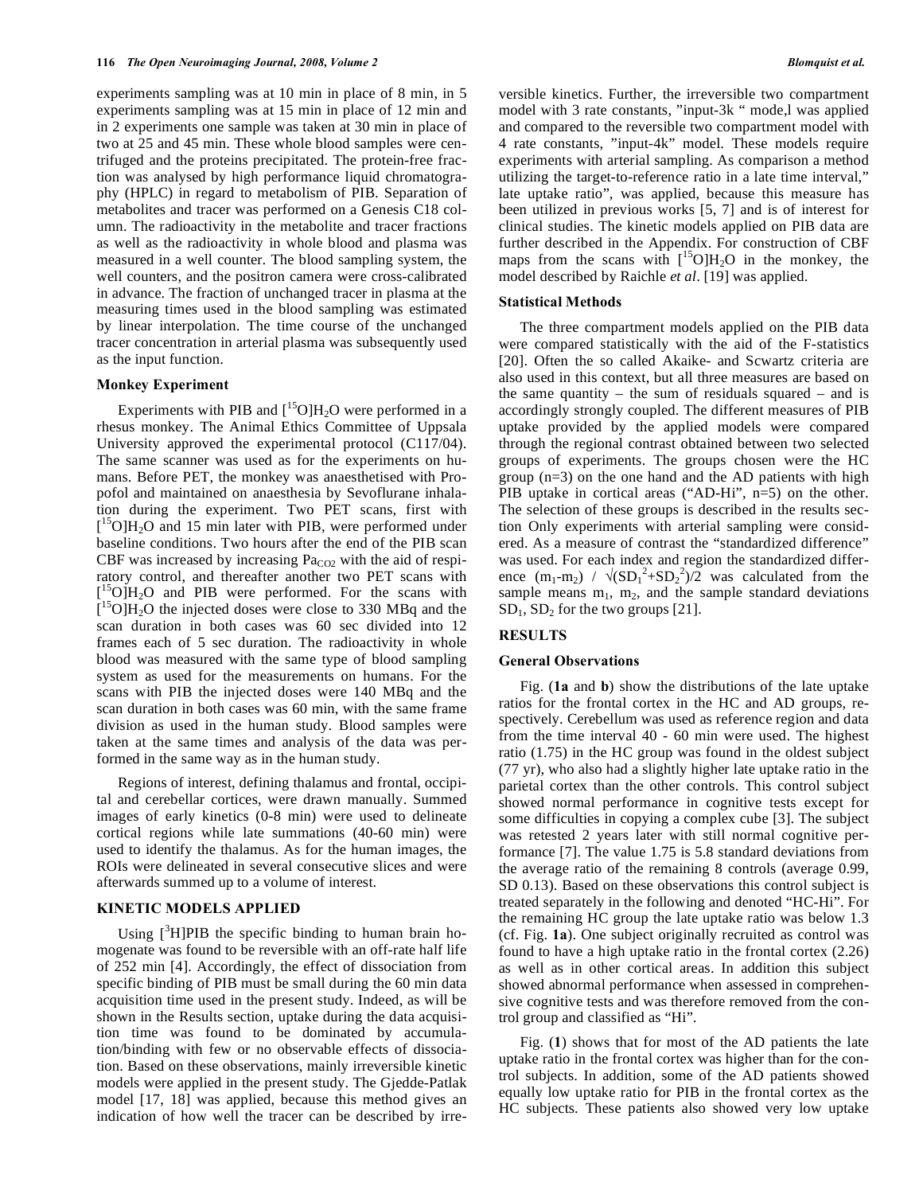experiments sampling was at 10 min in place of 8 min, in 5 experiments sampling was at 15 min in place of 12 min and in 2 experiments one sample was taken at 30 min in place of two at 25 and 45 min. These whole blood samples were centrifuged and the proteins precipitated. The protein-free fraction was analysed by high performance liquid chromatography (HPLC) in regard to metabolism of PIB. Separation of metabolites and tracer was performed on a Genesis C18 column. The radioactivity in the metabolite and tracer fractions as well as the radioactivity in whole blood and plasma was measured in a well counter. The blood sampling system, the well counters, and the positron camera were cross-calibrated in advance. The fraction of unchanged tracer in plasma at the measuring times used in the blood sampling was estimated by linear interpolation. The time course of the unchanged tracer concentration in arterial plasma was subsequently used as the input function.

### Monkey Experiment

Experiments with PIB and $[^{15}O]H_2O$ were performed in a rhesus monkey. The Animal Ethics Committee of Uppsala University approved the experimental protocol (C117/04). The same scanner was used as for the experiments on humans. Before PET, the monkey was anaesthetised with Propofol and maintained on anaesthesia by Sevoflurane inhalation during the experiment. Two PET scans, first with $[^{15}O]H_2O$ and 15 min later with PIB, were performed under baseline conditions. Two hours after the end of the PIB scan CBF was increased by increasing $Pa_{CO2}$ with the aid of respiratory control, and thereafter another two PET scans with $[^{15}O]H_2O$ and PIB were performed. For the scans with $[^{15}O]H_2O$ the injected doses were close to 330 MBq and the scan duration in both cases was 60 sec divided into 12 frames each of 5 sec duration. The radioactivity in whole blood was measured with the same type of blood sampling system as used for the measurements on humans. For the scans with PIB the injected doses were 140 MBq and the scan duration in both cases was 60 min, with the same frame division as used in the human study. Blood samples were taken at the same times and analysis of the data was performed in the same way as in the human study.

Regions of interest, defining thalamus and frontal, occipital and cerebellar cortices, were drawn manually. Summed images of early kinetics (0-8 min) were used to delineate cortical regions while late summations (40-60 min) were used to identify the thalamus. As for the human images, the ROIs were delineated in several consecutive slices and were afterwards summed up to a volume of interest.

## KINETIC MODELS APPLIED

Using $[^{3}H]$PIB the specific binding to human brain homogenate was found to be reversible with an off-rate half life of 252 min [4]. Accordingly, the effect of dissociation from specific binding of PIB must be small during the 60 min data acquisition time used in the present study. Indeed, as will be shown in the Results section, uptake during the data acquisition time was found to be dominated by accumulation/binding with few or no observable effects of dissociation. Based on these observations, mainly irreversible kinetic models were applied in the present study. The Gjedde-Patlak model [17, 18] was applied, because this method gives an indication of how well the tracer can be described by irreversible kinetics. Further, the irreversible two compartment model with 3 rate constants, "input-3k " mode,l was applied and compared to the reversible two compartment model with 4 rate constants, "input-4k" model. These models require experiments with arterial sampling. As comparison a method utilizing the target-to-reference ratio in a late time interval," late uptake ratio", was applied, because this measure has been utilized in previous works [5, 7] and is of interest for clinical studies. The kinetic models applied on PIB data are further described in the Appendix. For construction of CBF maps from the scans with $[^{15}O]H_2O$ in the monkey, the model described by Raichle *et al*. [19] was applied.

### Statistical Methods

The three compartment models applied on the PIB data were compared statistically with the aid of the F-statistics [20]. Often the so called Akaike- and Scwartz criteria are also used in this context, but all three measures are based on the same quantity – the sum of residuals squared – and is accordingly strongly coupled. The different measures of PIB uptake provided by the applied models were compared through the regional contrast obtained between two selected groups of experiments. The groups chosen were the HC group (n=3) on the one hand and the AD patients with high PIB uptake in cortical areas ("AD-Hi", n=5) on the other. The selection of these groups is described in the results section Only experiments with arterial sampling were considered. As a measure of contrast the "standardized difference" was used. For each index and region the standardized difference $(m_1\text{-}m_2) / \sqrt{(SD_1^2+SD_2^2)/2}$ was calculated from the sample means $m_1$, $m_2$, and the sample standard deviations $SD_1$, $SD_2$ for the two groups [21].

## RESULTS

### General Observations

Fig. (**1a** and **b**) show the distributions of the late uptake ratios for the frontal cortex in the HC and AD groups, respectively. Cerebellum was used as reference region and data from the time interval 40 - 60 min were used. The highest ratio (1.75) in the HC group was found in the oldest subject (77 yr), who also had a slightly higher late uptake ratio in the parietal cortex than the other controls. This control subject showed normal performance in cognitive tests except for some difficulties in copying a complex cube [3]. The subject was retested 2 years later with still normal cognitive performance [7]. The value 1.75 is 5.8 standard deviations from the average ratio of the remaining 8 controls (average 0.99, SD 0.13). Based on these observations this control subject is treated separately in the following and denoted "HC-Hi". For the remaining HC group the late uptake ratio was below 1.3 (cf. Fig. **1a**). One subject originally recruited as control was found to have a high uptake ratio in the frontal cortex (2.26) as well as in other cortical areas. In addition this subject showed abnormal performance when assessed in comprehensive cognitive tests and was therefore removed from the control group and classified as "Hi".

Fig. (**1**) shows that for most of the AD patients the late uptake ratio in the frontal cortex was higher than for the control subjects. In addition, some of the AD patients showed equally low uptake ratio for PIB in the frontal cortex as the HC subjects. These patients also showed very low uptake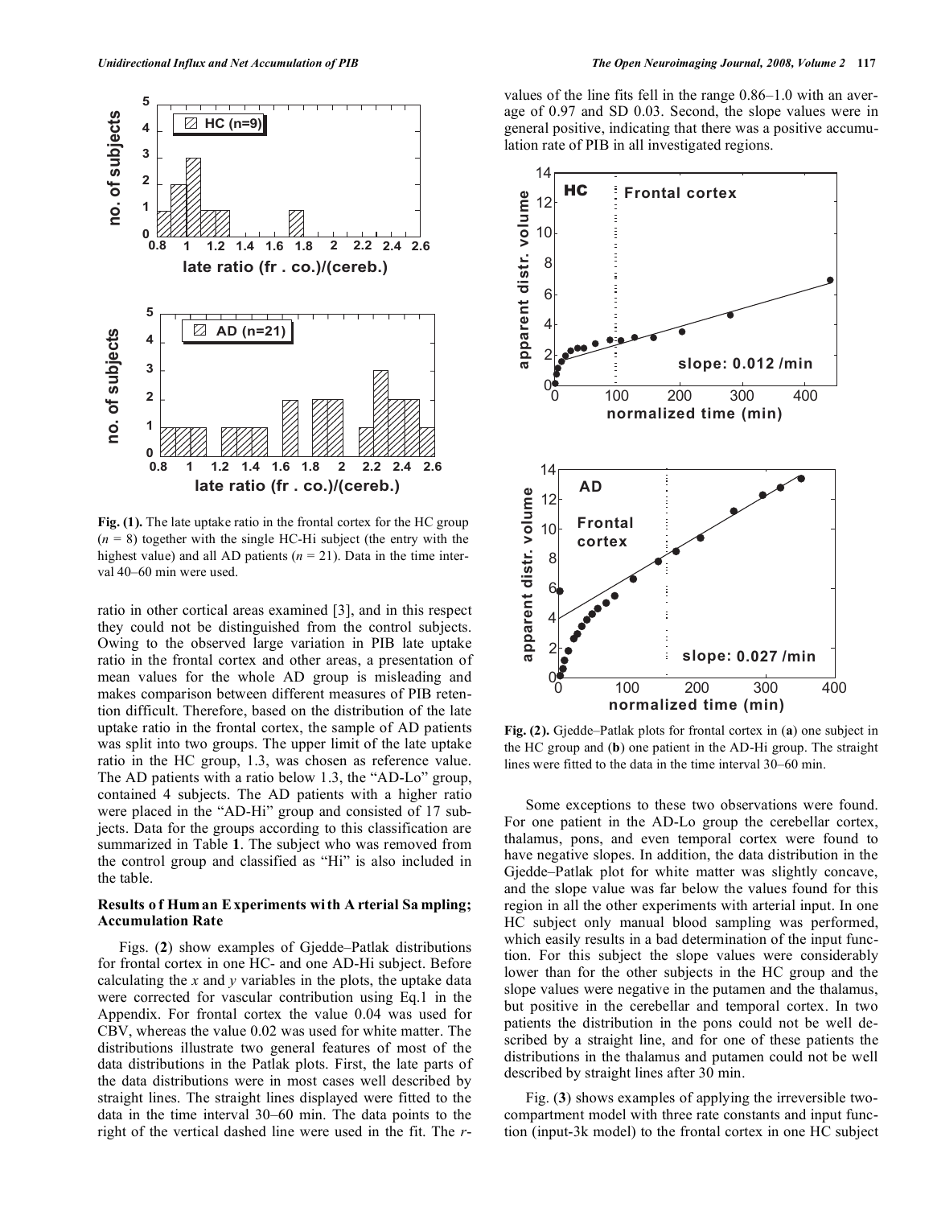Fig. (1). The late uptake ratio in the frontal cortex for the HC group ($n$ = 8) together with the single HC-Hi subject (the entry with the highest value) and all AD patients ($n$ = 21). Data in the time interval 40–60 min were used.

ratio in other cortical areas examined [3], and in this respect they could not be distinguished from the control subjects. Owing to the observed large variation in PIB late uptake ratio in the frontal cortex and other areas, a presentation of mean values for the whole AD group is misleading and makes comparison between different measures of PIB retention difficult. Therefore, based on the distribution of the late uptake ratio in the frontal cortex, the sample of AD patients was split into two groups. The upper limit of the late uptake ratio in the HC group, 1.3, was chosen as reference value. The AD patients with a ratio below 1.3, the "AD-Lo" group, contained 4 subjects. The AD patients with a higher ratio were placed in the "AD-Hi" group and consisted of 17 subjects. Data for the groups according to this classification are summarized in Table **1**. The subject who was removed from the control group and classified as "Hi" is also included in the table.

### Results of Human Experiments with Arterial Sampling; Accumulation Rate

Figs. (**2**) show examples of Gjedde–Patlak distributions for frontal cortex in one HC- and one AD-Hi subject. Before calculating the $x$ and $y$ variables in the plots, the uptake data were corrected for vascular contribution using Eq.1 in the Appendix. For frontal cortex the value 0.04 was used for CBV, whereas the value 0.02 was used for white matter. The distributions illustrate two general features of most of the data distributions in the Patlak plots. First, the late parts of the data distributions were in most cases well described by straight lines. The straight lines displayed were fitted to the data in the time interval 30–60 min. The data points to the right of the vertical dashed line were used in the fit. The $r$-values of the line fits fell in the range 0.86–1.0 with an average of 0.97 and SD 0.03. Second, the slope values were in general positive, indicating that there was a positive accumulation rate of PIB in all investigated regions.

Fig. (2). Gjedde–Patlak plots for frontal cortex in (**a**) one subject in the HC group and (**b**) one patient in the AD-Hi group. The straight lines were fitted to the data in the time interval 30–60 min.

Some exceptions to these two observations were found. For one patient in the AD-Lo group the cerebellar cortex, thalamus, pons, and even temporal cortex were found to have negative slopes. In addition, the data distribution in the Gjedde–Patlak plot for white matter was slightly concave, and the slope value was far below the values found for this region in all the other experiments with arterial input. In one HC subject only manual blood sampling was performed, which easily results in a bad determination of the input function. For this subject the slope values were considerably lower than for the other subjects in the HC group and the slope values were negative in the putamen and the thalamus, but positive in the cerebellar and temporal cortex. In two patients the distribution in the pons could not be well described by a straight line, and for one of these patients the distributions in the thalamus and putamen could not be well described by straight lines after 30 min.

Fig. (**3**) shows examples of applying the irreversible two-compartment model with three rate constants and input function (input-3k model) to the frontal cortex in one HC subject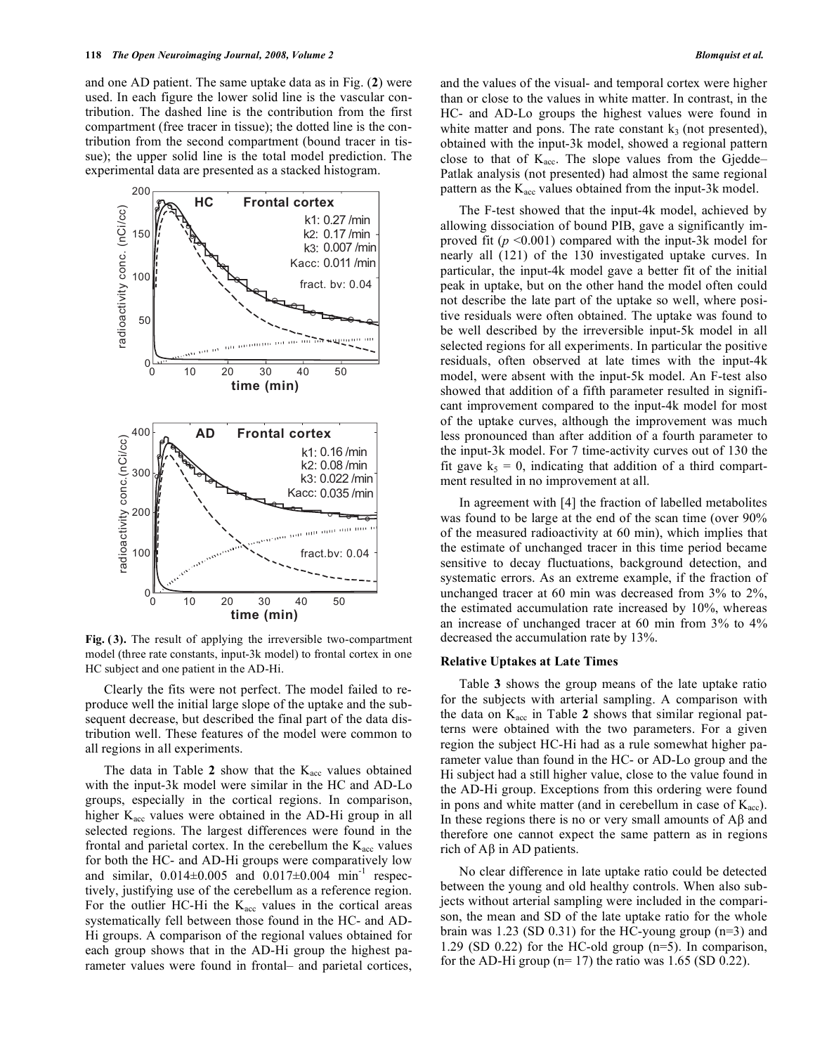and one AD patient. The same uptake data as in Fig. (**2**) were used. In each figure the lower solid line is the vascular contribution. The dashed line is the contribution from the first compartment (free tracer in tissue); the dotted line is the contribution from the second compartment (bound tracer in tissue); the upper solid line is the total model prediction. The experimental data are presented as a stacked histogram.

**Fig. (3).** The result of applying the irreversible two-compartment model (three rate constants, input-3k model) to frontal cortex in one HC subject and one patient in the AD-Hi.

Clearly the fits were not perfect. The model failed to reproduce well the initial large slope of the uptake and the subsequent decrease, but described the final part of the data distribution well. These features of the model were common to all regions in all experiments.

The data in Table **2** show that the $K_{acc}$ values obtained with the input-3k model were similar in the HC and AD-Lo groups, especially in the cortical regions. In comparison, higher $K_{acc}$ values were obtained in the AD-Hi group in all selected regions. The largest differences were found in the frontal and parietal cortex. In the cerebellum the $K_{acc}$ values for both the HC- and AD-Hi groups were comparatively low and similar, 0.014±0.005 and 0.017±0.004 $min^{-1}$ respectively, justifying use of the cerebellum as a reference region. For the outlier HC-Hi the $K_{acc}$ values in the cortical areas systematically fell between those found in the HC- and AD-Hi groups. A comparison of the regional values obtained for each group shows that in the AD-Hi group the highest parameter values were found in frontal– and parietal cortices, and the values of the visual- and temporal cortex were higher than or close to the values in white matter. In contrast, in the HC- and AD-Lo groups the highest values were found in white matter and pons. The rate constant $k_3$ (not presented), obtained with the input-3k model, showed a regional pattern close to that of $K_{acc}$. The slope values from the Gjedde–Patlak analysis (not presented) had almost the same regional pattern as the $K_{acc}$ values obtained from the input-3k model.

The F-test showed that the input-4k model, achieved by allowing dissociation of bound PIB, gave a significantly improved fit ($p$ <0.001) compared with the input-3k model for nearly all (121) of the 130 investigated uptake curves. In particular, the input-4k model gave a better fit of the initial peak in uptake, but on the other hand the model often could not describe the late part of the uptake so well, where positive residuals were often obtained. The uptake was found to be well described by the irreversible input-5k model in all selected regions for all experiments. In particular the positive residuals, often observed at late times with the input-4k model, were absent with the input-5k model. An F-test also showed that addition of a fifth parameter resulted in significant improvement compared to the input-4k model for most of the uptake curves, although the improvement was much less pronounced than after addition of a fourth parameter to the input-3k model. For 7 time-activity curves out of 130 the fit gave $k_5 = 0$, indicating that addition of a third compartment resulted in no improvement at all.

In agreement with [4] the fraction of labelled metabolites was found to be large at the end of the scan time (over 90% of the measured radioactivity at 60 min), which implies that the estimate of unchanged tracer in this time period became sensitive to decay fluctuations, background detection, and systematic errors. As an extreme example, if the fraction of unchanged tracer at 60 min was decreased from 3% to 2%, the estimated accumulation rate increased by 10%, whereas an increase of unchanged tracer at 60 min from 3% to 4% decreased the accumulation rate by 13%.

### Relative Uptakes at Late Times

Table **3** shows the group means of the late uptake ratio for the subjects with arterial sampling. A comparison with the data on $K_{acc}$ in Table **2** shows that similar regional patterns were obtained with the two parameters. For a given region the subject HC-Hi had as a rule somewhat higher parameter value than found in the HC- or AD-Lo group and the Hi subject had a still higher value, close to the value found in the AD-Hi group. Exceptions from this ordering were found in pons and white matter (and in cerebellum in case of $K_{acc}$). In these regions there is no or very small amounts of Aβ and therefore one cannot expect the same pattern as in regions rich of Aβ in AD patients.

No clear difference in late uptake ratio could be detected between the young and old healthy controls. When also subjects without arterial sampling were included in the comparison, the mean and SD of the late uptake ratio for the whole brain was 1.23 (SD 0.31) for the HC-young group (n=3) and 1.29 (SD 0.22) for the HC-old group (n=5). In comparison, for the AD-Hi group (n= 17) the ratio was 1.65 (SD 0.22).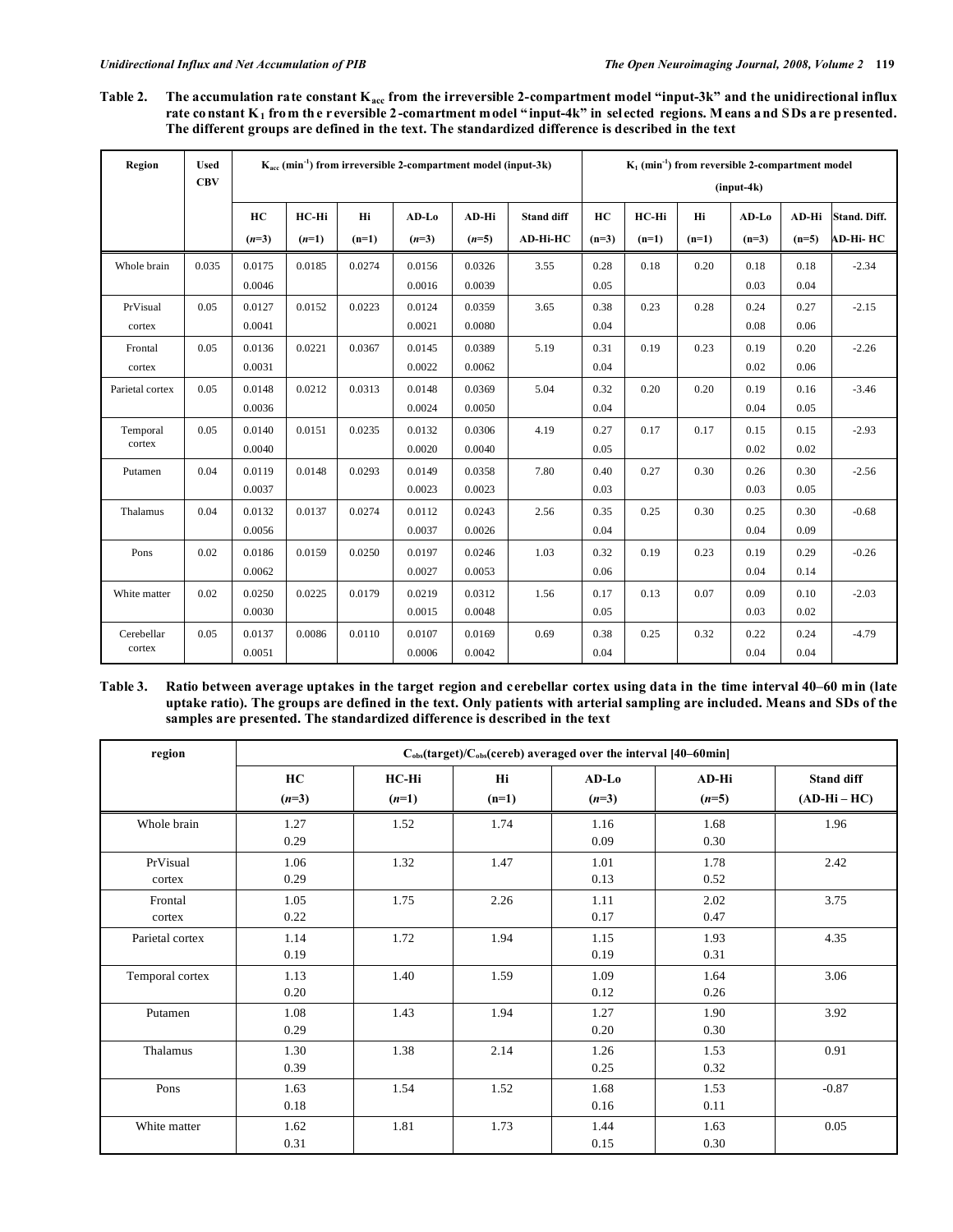**Table 2. The accumulation rate constant $K_{acc}$ from the irreversible 2-compartment model "input-3k" and the unidirectional influx rate constant $K_1$ from the reversible 2-comartment model "input-4k" in selected regions. Means and SDs are presented. The different groups are defined in the text. The standardized difference is described in the text**

| Region | Used CBV | $K_{acc}$ ($min^{-1}$) from irreversible 2-compartment model (input-3k) | | | | | | $K_1$ ($min^{-1}$) from reversible 2-compartment model (input-4k) | | | | | |
|---|---|---|---|---|---|---|---|---|---|---|---|---|---|
| | | HC (*n*=3) | HC-Hi (*n*=1) | Hi (n=1) | AD-Lo (*n*=3) | AD-Hi (*n*=5) | Stand diff AD-Hi-HC | HC (n=3) | HC-Hi (n=1) | Hi (n=1) | AD-Lo (n=3) | AD-Hi (n=5) | Stand. Diff. AD-Hi- HC |
| Whole brain | 0.035 | 0.0175<br>0.0046 | 0.0185 | 0.0274 | 0.0156<br>0.0016 | 0.0326<br>0.0039 | 3.55 | 0.28<br>0.05 | 0.18 | 0.20 | 0.18<br>0.03 | 0.18<br>0.04 | -2.34 |
| PrVisual cortex | 0.05 | 0.0127<br>0.0041 | 0.0152 | 0.0223 | 0.0124<br>0.0021 | 0.0359<br>0.0080 | 3.65 | 0.38<br>0.04 | 0.23 | 0.28 | 0.24<br>0.08 | 0.27<br>0.06 | -2.15 |
| Frontal cortex | 0.05 | 0.0136<br>0.0031 | 0.0221 | 0.0367 | 0.0145<br>0.0022 | 0.0389<br>0.0062 | 5.19 | 0.31<br>0.04 | 0.19 | 0.23 | 0.19<br>0.02 | 0.20<br>0.06 | -2.26 |
| Parietal cortex | 0.05 | 0.0148<br>0.0036 | 0.0212 | 0.0313 | 0.0148<br>0.0024 | 0.0369<br>0.0050 | 5.04 | 0.32<br>0.04 | 0.20 | 0.20 | 0.19<br>0.04 | 0.16<br>0.05 | -3.46 |
| Temporal cortex | 0.05 | 0.0140<br>0.0040 | 0.0151 | 0.0235 | 0.0132<br>0.0020 | 0.0306<br>0.0040 | 4.19 | 0.27<br>0.05 | 0.17 | 0.17 | 0.15<br>0.02 | 0.15<br>0.02 | -2.93 |
| Putamen | 0.04 | 0.0119<br>0.0037 | 0.0148 | 0.0293 | 0.0149<br>0.0023 | 0.0358<br>0.0023 | 7.80 | 0.40<br>0.03 | 0.27 | 0.30 | 0.26<br>0.03 | 0.30<br>0.05 | -2.56 |
| Thalamus | 0.04 | 0.0132<br>0.0056 | 0.0137 | 0.0274 | 0.0112<br>0.0037 | 0.0243<br>0.0026 | 2.56 | 0.35<br>0.04 | 0.25 | 0.30 | 0.25<br>0.04 | 0.30<br>0.09 | -0.68 |
| Pons | 0.02 | 0.0186<br>0.0062 | 0.0159 | 0.0250 | 0.0197<br>0.0027 | 0.0246<br>0.0053 | 1.03 | 0.32<br>0.06 | 0.19 | 0.23 | 0.19<br>0.04 | 0.29<br>0.14 | -0.26 |
| White matter | 0.02 | 0.0250<br>0.0030 | 0.0225 | 0.0179 | 0.0219<br>0.0015 | 0.0312<br>0.0048 | 1.56 | 0.17<br>0.05 | 0.13 | 0.07 | 0.09<br>0.03 | 0.10<br>0.02 | -2.03 |
| Cerebellar cortex | 0.05 | 0.0137<br>0.0051 | 0.0086 | 0.0110 | 0.0107<br>0.0006 | 0.0169<br>0.0042 | 0.69 | 0.38<br>0.04 | 0.25 | 0.32 | 0.22<br>0.04 | 0.24<br>0.04 | -4.79 |

**Table 3. Ratio between average uptakes in the target region and cerebellar cortex using data in the time interval 40–60 min (late uptake ratio). The groups are defined in the text. Only patients with arterial sampling are included. Means and SDs of the samples are presented. The standardized difference is described in the text**

| region | $C_{obs}$(target)/$C_{obs}$(cereb) averaged over the interval [40–60min] | | | | | |
|---|---|---|---|---|---|---|
| | HC (*n*=3) | HC-Hi (*n*=1) | Hi (n=1) | AD-Lo (*n*=3) | AD-Hi (*n*=5) | Stand diff (AD-Hi – HC) |
| Whole brain | 1.27<br>0.29 | 1.52 | 1.74 | 1.16<br>0.09 | 1.68<br>0.30 | 1.96 |
| PrVisual cortex | 1.06<br>0.29 | 1.32 | 1.47 | 1.01<br>0.13 | 1.78<br>0.52 | 2.42 |
| Frontal cortex | 1.05<br>0.22 | 1.75 | 2.26 | 1.11<br>0.17 | 2.02<br>0.47 | 3.75 |
| Parietal cortex | 1.14<br>0.19 | 1.72 | 1.94 | 1.15<br>0.19 | 1.93<br>0.31 | 4.35 |
| Temporal cortex | 1.13<br>0.20 | 1.40 | 1.59 | 1.09<br>0.12 | 1.64<br>0.26 | 3.06 |
| Putamen | 1.08<br>0.29 | 1.43 | 1.94 | 1.27<br>0.20 | 1.90<br>0.30 | 3.92 |
| Thalamus | 1.30<br>0.39 | 1.38 | 2.14 | 1.26<br>0.25 | 1.53<br>0.32 | 0.91 |
| Pons | 1.63<br>0.18 | 1.54 | 1.52 | 1.68<br>0.16 | 1.53<br>0.11 | -0.87 |
| White matter | 1.62<br>0.31 | 1.81 | 1.73 | 1.44<br>0.15 | 1.63<br>0.30 | 0.05 |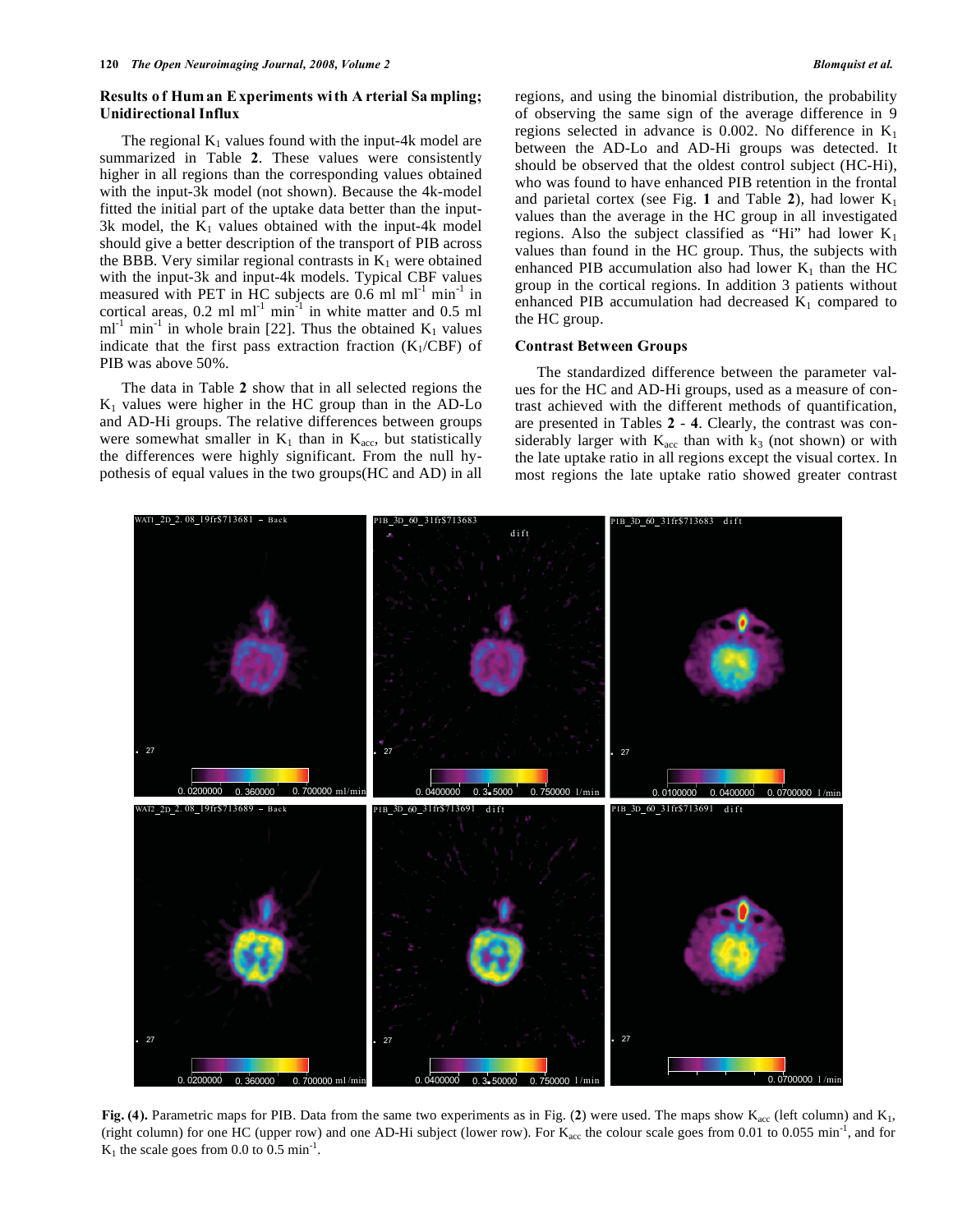### Results of Human Experiments with Arterial Sampling; Unidirectional Influx

The regional $K_1$ values found with the input-4k model are summarized in Table **2**. These values were consistently higher in all regions than the corresponding values obtained with the input-3k model (not shown). Because the 4k-model fitted the initial part of the uptake data better than the input-3k model, the $K_1$ values obtained with the input-4k model should give a better description of the transport of PIB across the BBB. Very similar regional contrasts in $K_1$ were obtained with the input-3k and input-4k models. Typical CBF values measured with PET in HC subjects are 0.6 ml $ml^{-1}$ $min^{-1}$ in cortical areas, 0.2 ml $ml^{-1}$ $min^{-1}$ in white matter and 0.5 ml $ml^{-1}$ $min^{-1}$ in whole brain [22]. Thus the obtained $K_1$ values indicate that the first pass extraction fraction ($K_1$/CBF) of PIB was above 50%.

The data in Table **2** show that in all selected regions the $K_1$ values were higher in the HC group than in the AD-Lo and AD-Hi groups. The relative differences between groups were somewhat smaller in $K_1$ than in $K_{acc}$, but statistically the differences were highly significant. From the null hypothesis of equal values in the two groups(HC and AD) in all regions, and using the binomial distribution, the probability of observing the same sign of the average difference in 9 regions selected in advance is 0.002. No difference in $K_1$ between the AD-Lo and AD-Hi groups was detected. It should be observed that the oldest control subject (HC-Hi), who was found to have enhanced PIB retention in the frontal and parietal cortex (see Fig. **1** and Table **2**), had lower $K_1$ values than the average in the HC group in all investigated regions. Also the subject classified as "Hi" had lower $K_1$ values than found in the HC group. Thus, the subjects with enhanced PIB accumulation also had lower $K_1$ than the HC group in the cortical regions. In addition 3 patients without enhanced PIB accumulation had decreased $K_1$ compared to the HC group.

### Contrast Between Groups

The standardized difference between the parameter values for the HC and AD-Hi groups, used as a measure of contrast achieved with the different methods of quantification, are presented in Tables **2** - **4**. Clearly, the contrast was considerably larger with $K_{acc}$ than with $k_3$ (not shown) or with the late uptake ratio in all regions except the visual cortex. In most regions the late uptake ratio showed greater contrast

**Fig. (4).** Parametric maps for PIB. Data from the same two experiments as in Fig. (**2**) were used. The maps show $K_{acc}$ (left column) and $K_1$, (right column) for one HC (upper row) and one AD-Hi subject (lower row). For $K_{acc}$ the colour scale goes from 0.01 to 0.055 $min^{-1}$, and for $K_1$ the scale goes from 0.0 to 0.5 $min^{-1}$.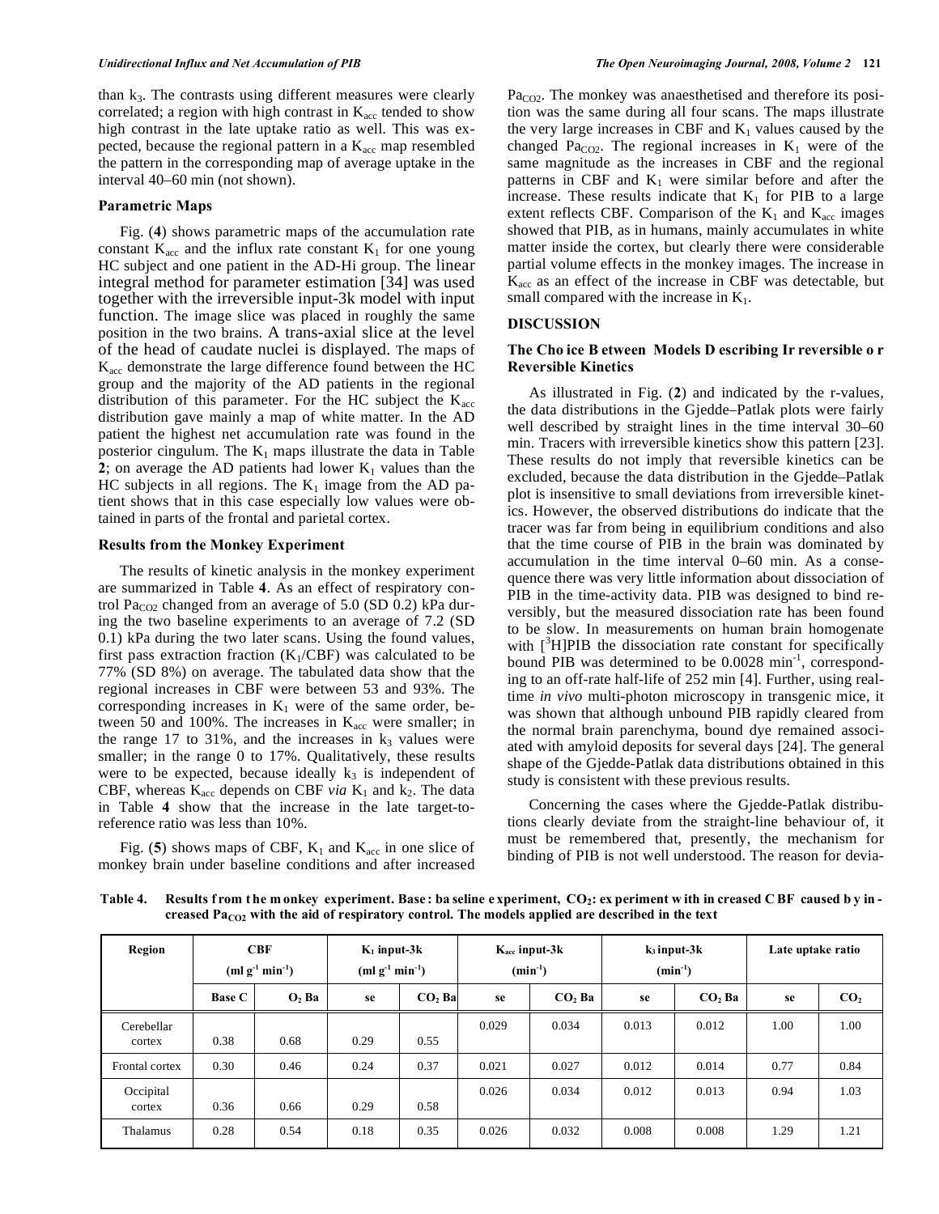than $k_3$. The contrasts using different measures were clearly correlated; a region with high contrast in $K_{acc}$ tended to show high contrast in the late uptake ratio as well. This was expected, because the regional pattern in a $K_{acc}$ map resembled the pattern in the corresponding map of average uptake in the interval 40–60 min (not shown).

### Parametric Maps

Fig. (**4**) shows parametric maps of the accumulation rate constant $K_{acc}$ and the influx rate constant $K_1$ for one young HC subject and one patient in the AD-Hi group. The linear integral method for parameter estimation [34] was used together with the irreversible input-3k model with input function. The image slice was placed in roughly the same position in the two brains. A trans-axial slice at the level of the head of caudate nuclei is displayed. The maps of $K_{acc}$ demonstrate the large difference found between the HC group and the majority of the AD patients in the regional distribution of this parameter. For the HC subject the $K_{acc}$ distribution gave mainly a map of white matter. In the AD patient the highest net accumulation rate was found in the posterior cingulum. The $K_1$ maps illustrate the data in Table **2**; on average the AD patients had lower $K_1$ values than the HC subjects in all regions. The $K_1$ image from the AD patient shows that in this case especially low values were obtained in parts of the frontal and parietal cortex.

### Results from the Monkey Experiment

The results of kinetic analysis in the monkey experiment are summarized in Table **4**. As an effect of respiratory control $Pa_{CO2}$ changed from an average of 5.0 (SD 0.2) kPa during the two baseline experiments to an average of 7.2 (SD 0.1) kPa during the two later scans. Using the found values, first pass extraction fraction ($K_1$/CBF) was calculated to be 77% (SD 8%) on average. The tabulated data show that the regional increases in CBF were between 53 and 93%. The corresponding increases in $K_1$ were of the same order, between 50 and 100%. The increases in $K_{acc}$ were smaller; in the range 17 to 31%, and the increases in $k_3$ values were smaller; in the range 0 to 17%. Qualitatively, these results were to be expected, because ideally $k_3$ is independent of CBF, whereas $K_{acc}$ depends on CBF *via* $K_1$ and $k_2$. The data in Table **4** show that the increase in the late target-to-reference ratio was less than 10%.

Fig. (**5**) shows maps of CBF, $K_1$ and $K_{acc}$ in one slice of monkey brain under baseline conditions and after increased $Pa_{CO2}$. The monkey was anaesthetised and therefore its position was the same during all four scans. The maps illustrate the very large increases in CBF and $K_1$ values caused by the changed $Pa_{CO2}$. The regional increases in $K_1$ were of the same magnitude as the increases in CBF and the regional patterns in CBF and $K_1$ were similar before and after the increase. These results indicate that $K_1$ for PIB to a large extent reflects CBF. Comparison of the $K_1$ and $K_{acc}$ images showed that PIB, as in humans, mainly accumulates in white matter inside the cortex, but clearly there were considerable partial volume effects in the monkey images. The increase in $K_{acc}$ as an effect of the increase in CBF was detectable, but small compared with the increase in $K_1$.

## DISCUSSION

### The Choice Between Models Describing Irreversible or Reversible Kinetics

As illustrated in Fig. (**2**) and indicated by the r-values, the data distributions in the Gjedde–Patlak plots were fairly well described by straight lines in the time interval 30–60 min. Tracers with irreversible kinetics show this pattern [23]. These results do not imply that reversible kinetics can be excluded, because the data distribution in the Gjedde–Patlak plot is insensitive to small deviations from irreversible kinetics. However, the observed distributions do indicate that the tracer was far from being in equilibrium conditions and also that the time course of PIB in the brain was dominated by accumulation in the time interval 0–60 min. As a consequence there was very little information about dissociation of PIB in the time-activity data. PIB was designed to bind reversibly, but the measured dissociation rate has been found to be slow. In measurements on human brain homogenate with [$^3$H]PIB the dissociation rate constant for specifically bound PIB was determined to be 0.0028 min$^{-1}$, corresponding to an off-rate half-life of 252 min [4]. Further, using real-time *in vivo* multi-photon microscopy in transgenic mice, it was shown that although unbound PIB rapidly cleared from the normal brain parenchyma, bound dye remained associated with amyloid deposits for several days [24]. The general shape of the Gjedde-Patlak data distributions obtained in this study is consistent with these previous results.

Concerning the cases where the Gjedde-Patlak distributions clearly deviate from the straight-line behaviour of, it must be remembered that, presently, the mechanism for binding of PIB is not well understood. The reason for devia-

**Table 4. Results from the monkey experiment. Base: baseline experiment, $CO_2$: experiment with increased CBF caused by increased $Pa_{CO2}$ with the aid of respiratory control. The models applied are described in the text**

| Region | CBF ($ml\ g^{-1}\ min^{-1}$) | | $K_1$ input-3k ($ml\ g^{-1}\ min^{-1}$) | | $K_{acc}$ input-3k ($min^{-1}$) | | $k_3$ input-3k ($min^{-1}$) | | Late uptake ratio | |
|---|---|---|---|---|---|---|---|---|---|---|
| | Base | $CO_2$ | Base | $CO_2$ | Base | $CO_2$ | Base | $CO_2$ | Base | $CO_2$ |
| Cerebellar cortex | 0.38 | 0.68 | 0.29 | 0.55 | 0.029 | 0.034 | 0.013 | 0.012 | 1.00 | 1.00 |
| Frontal cortex | 0.30 | 0.46 | 0.24 | 0.37 | 0.021 | 0.027 | 0.012 | 0.014 | 0.77 | 0.84 |
| Occipital cortex | 0.36 | 0.66 | 0.29 | 0.58 | 0.026 | 0.034 | 0.012 | 0.013 | 0.94 | 1.03 |
| Thalamus | 0.28 | 0.54 | 0.18 | 0.35 | 0.026 | 0.032 | 0.008 | 0.008 | 1.29 | 1.21 |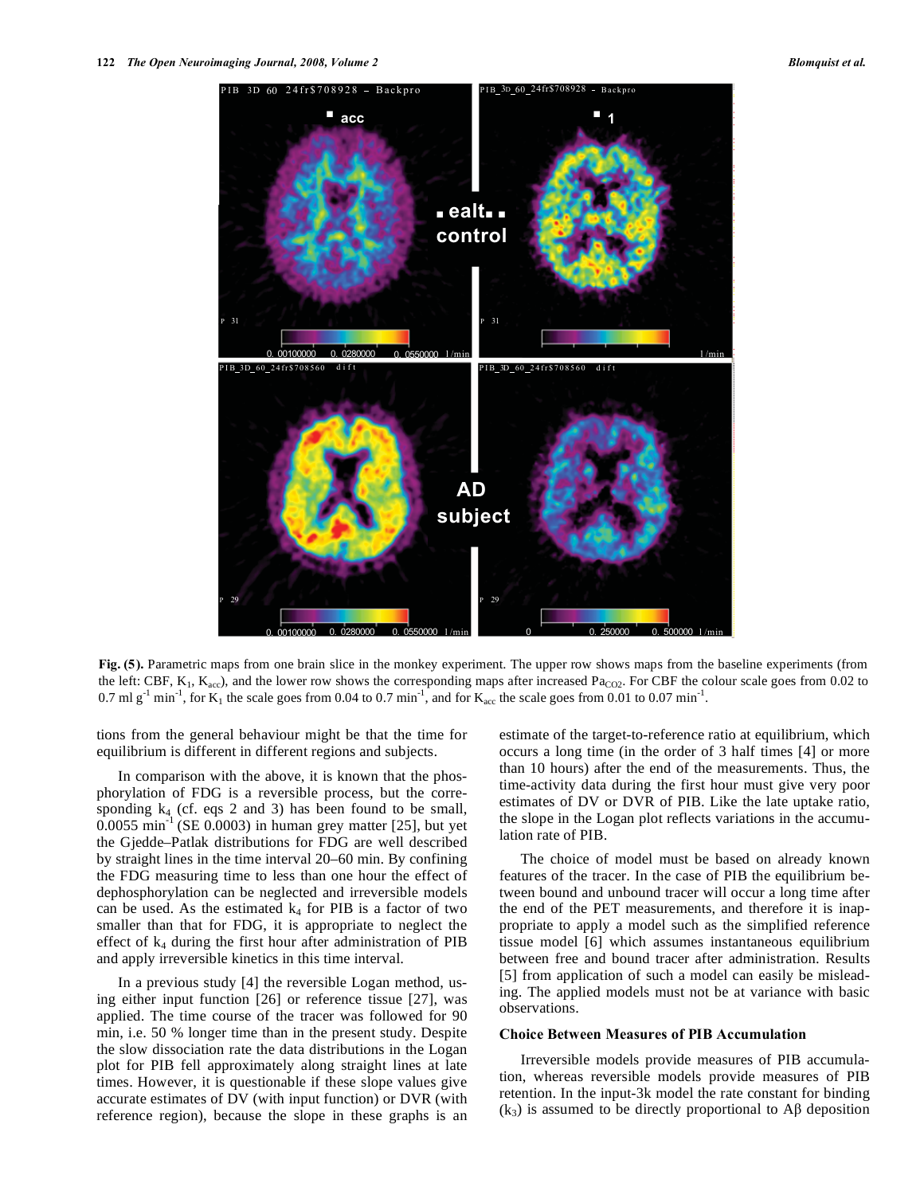**Fig. (5).** Parametric maps from one brain slice in the monkey experiment. The upper row shows maps from the baseline experiments (from the left: CBF, $K_1$, $K_{acc}$), and the lower row shows the corresponding maps after increased $Pa_{CO2}$. For CBF the colour scale goes from 0.02 to 0.7 ml $g^{-1}$ $min^{-1}$, for $K_1$ the scale goes from 0.04 to 0.7 $min^{-1}$, and for $K_{acc}$ the scale goes from 0.01 to 0.07 $min^{-1}$.

tions from the general behaviour might be that the time for equilibrium is different in different regions and subjects.

In comparison with the above, it is known that the phosphorylation of FDG is a reversible process, but the corresponding $k_4$ (cf. eqs 2 and 3) has been found to be small, 0.0055 $min^{-1}$ (SE 0.0003) in human grey matter [25], but yet the Gjedde–Patlak distributions for FDG are well described by straight lines in the time interval 20–60 min. By confining the FDG measuring time to less than one hour the effect of dephosphorylation can be neglected and irreversible models can be used. As the estimated $k_4$ for PIB is a factor of two smaller than that for FDG, it is appropriate to neglect the effect of $k_4$ during the first hour after administration of PIB and apply irreversible kinetics in this time interval.

In a previous study [4] the reversible Logan method, using either input function [26] or reference tissue [27], was applied. The time course of the tracer was followed for 90 min, i.e. 50 % longer time than in the present study. Despite the slow dissociation rate the data distributions in the Logan plot for PIB fell approximately along straight lines at late times. However, it is questionable if these slope values give accurate estimates of DV (with input function) or DVR (with reference region), because the slope in these graphs is an estimate of the target-to-reference ratio at equilibrium, which occurs a long time (in the order of 3 half times [4] or more than 10 hours) after the end of the measurements. Thus, the time-activity data during the first hour must give very poor estimates of DV or DVR of PIB. Like the late uptake ratio, the slope in the Logan plot reflects variations in the accumulation rate of PIB.

The choice of model must be based on already known features of the tracer. In the case of PIB the equilibrium between bound and unbound tracer will occur a long time after the end of the PET measurements, and therefore it is inappropriate to apply a model such as the simplified reference tissue model [6] which assumes instantaneous equilibrium between free and bound tracer after administration. Results [5] from application of such a model can easily be misleading. The applied models must not be at variance with basic observations.

### Choice Between Measures of PIB Accumulation

Irreversible models provide measures of PIB accumulation, whereas reversible models provide measures of PIB retention. In the input-3k model the rate constant for binding ($k_3$) is assumed to be directly proportional to Aβ deposition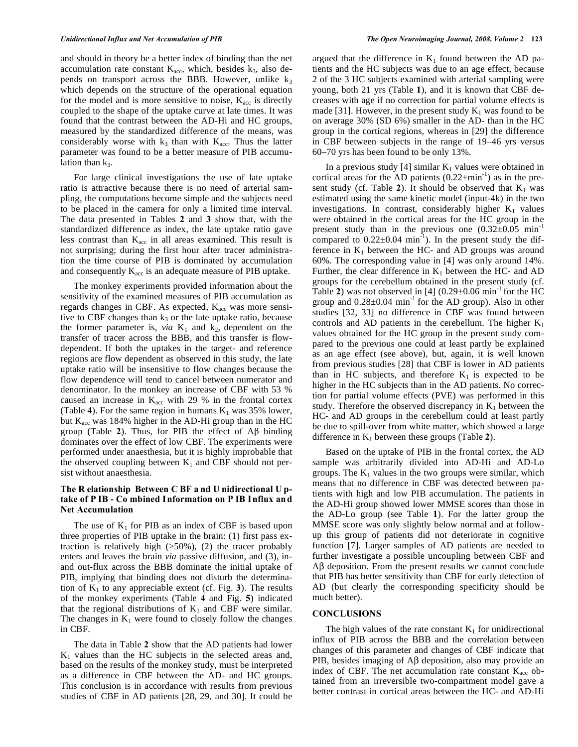and should in theory be a better index of binding than the net accumulation rate constant $K_{acc}$, which, besides $k_3$, also depends on transport across the BBB. However, unlike $k_3$ which depends on the structure of the operational equation for the model and is more sensitive to noise, $K_{acc}$ is directly coupled to the shape of the uptake curve at late times. It was found that the contrast between the AD-Hi and HC groups, measured by the standardized difference of the means, was considerably worse with $k_3$ than with $K_{acc}$. Thus the latter parameter was found to be a better measure of PIB accumulation than $k_3$.

For large clinical investigations the use of late uptake ratio is attractive because there is no need of arterial sampling, the computations become simple and the subjects need to be placed in the camera for only a limited time interval. The data presented in Tables **2** and **3** show that, with the standardized difference as index, the late uptake ratio gave less contrast than $K_{acc}$ in all areas examined. This result is not surprising; during the first hour after tracer administration the time course of PIB is dominated by accumulation and consequently $K_{acc}$ is an adequate measure of PIB uptake.

The monkey experiments provided information about the sensitivity of the examined measures of PIB accumulation as regards changes in CBF. As expected, $K_{acc}$ was more sensitive to CBF changes than $k_3$ or the late uptake ratio, because the former parameter is, *via* $K_1$ and $k_2$, dependent on the transfer of tracer across the BBB, and this transfer is flow-dependent. If both the uptakes in the target- and reference regions are flow dependent as observed in this study, the late uptake ratio will be insensitive to flow changes because the flow dependence will tend to cancel between numerator and denominator. In the monkey an increase of CBF with 53 % caused an increase in $K_{acc}$ with 29 % in the frontal cortex (Table **4**). For the same region in humans $K_1$ was 35% lower, but $K_{acc}$ was 184% higher in the AD-Hi group than in the HC group (Table **2**). Thus, for PIB the effect of Aβ binding dominates over the effect of low CBF. The experiments were performed under anaesthesia, but it is highly improbable that the observed coupling between $K_1$ and CBF should not persist without anaesthesia.

### The Relationship Between CBF and Unidirectional Uptake of PIB - Combined Information on PIB Influx and Net Accumulation

The use of $K_1$ for PIB as an index of CBF is based upon three properties of PIB uptake in the brain: (1) first pass extraction is relatively high (>50%), (2) the tracer probably enters and leaves the brain *via* passive diffusion, and (3), in- and out-flux across the BBB dominate the initial uptake of PIB, implying that binding does not disturb the determination of $K_1$ to any appreciable extent (cf. Fig. **3**). The results of the monkey experiments (Table **4** and Fig. **5**) indicated that the regional distributions of $K_1$ and CBF were similar. The changes in $K_1$ were found to closely follow the changes in CBF.

The data in Table **2** show that the AD patients had lower $K_1$ values than the HC subjects in the selected areas and, based on the results of the monkey study, must be interpreted as a difference in CBF between the AD- and HC groups. This conclusion is in accordance with results from previous studies of CBF in AD patients [28, 29, and 30]. It could be argued that the difference in $K_1$ found between the AD patients and the HC subjects was due to an age effect, because 2 of the 3 HC subjects examined with arterial sampling were young, both 21 yrs (Table **1**), and it is known that CBF decreases with age if no correction for partial volume effects is made [31]. However, in the present study $K_1$ was found to be on average 30% (SD 6%) smaller in the AD- than in the HC group in the cortical regions, whereas in [29] the difference in CBF between subjects in the range of 19–46 yrs versus 60–70 yrs has been found to be only 13%.

In a previous study [4] similar $K_1$ values were obtained in cortical areas for the AD patients ($0.22\pm\text{min}^{-1}$) as in the present study (cf. Table **2**). It should be observed that $K_1$ was estimated using the same kinetic model (input-4k) in the two investigations. In contrast, considerably higher $K_1$ values were obtained in the cortical areas for the HC group in the present study than in the previous one ($0.32\pm0.05$ $\text{min}^{-1}$ compared to $0.22\pm0.04$ $\text{min}^{-1}$). In the present study the difference in $K_1$ between the HC- and AD groups was around 60%. The corresponding value in [4] was only around 14%. Further, the clear difference in $K_1$ between the HC- and AD groups for the cerebellum obtained in the present study (cf. Table **2**) was not observed in [4] ($0.29\pm0.06$ $\text{min}^{-1}$ for the HC group and $0.28\pm0.04$ $\text{min}^{-1}$ for the AD group). Also in other studies [32, 33] no difference in CBF was found between controls and AD patients in the cerebellum. The higher $K_1$ values obtained for the HC group in the present study compared to the previous one could at least partly be explained as an age effect (see above), but, again, it is well known from previous studies [28] that CBF is lower in AD patients than in HC subjects, and therefore $K_1$ is expected to be higher in the HC subjects than in the AD patients. No correction for partial volume effects (PVE) was performed in this study. Therefore the observed discrepancy in $K_1$ between the HC- and AD groups in the cerebellum could at least partly be due to spill-over from white matter, which showed a large difference in $K_1$ between these groups (Table **2**).

Based on the uptake of PIB in the frontal cortex, the AD sample was arbitrarily divided into AD-Hi and AD-Lo groups. The $K_1$ values in the two groups were similar, which means that no difference in CBF was detected between patients with high and low PIB accumulation. The patients in the AD-Hi group showed lower MMSE scores than those in the AD-Lo group (see Table **1**). For the latter group the MMSE score was only slightly below normal and at follow-up this group of patients did not deteriorate in cognitive function [7]. Larger samples of AD patients are needed to further investigate a possible uncoupling between CBF and Aβ deposition. From the present results we cannot conclude that PIB has better sensitivity than CBF for early detection of AD (but clearly the corresponding specificity should be much better).

## CONCLUSIONS

The high values of the rate constant $K_1$ for unidirectional influx of PIB across the BBB and the correlation between changes of this parameter and changes of CBF indicate that PIB, besides imaging of Aβ deposition, also may provide an index of CBF. The net accumulation rate constant $K_{acc}$ obtained from an irreversible two-compartment model gave a better contrast in cortical areas between the HC- and AD-Hi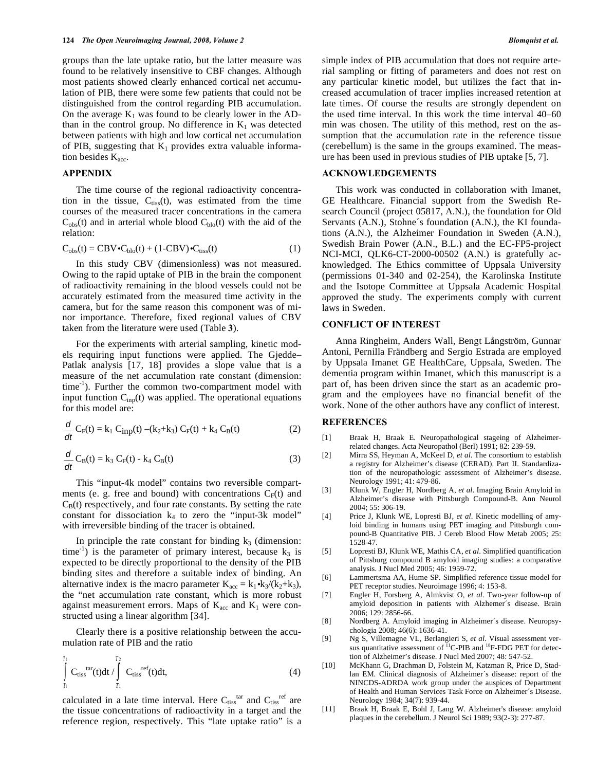groups than the late uptake ratio, but the latter measure was found to be relatively insensitive to CBF changes. Although most patients showed clearly enhanced cortical net accumulation of PIB, there were some few patients that could not be distinguished from the control regarding PIB accumulation. On the average $K_1$ was found to be clearly lower in the AD- than in the control group. No difference in $K_1$ was detected between patients with high and low cortical net accumulation of PIB, suggesting that $K_1$ provides extra valuable information besides $K_{acc}$.

## APPENDIX

The time course of the regional radioactivity concentration in the tissue, $C_{tiss}(t)$, was estimated from the time courses of the measured tracer concentrations in the camera $C_{obs}(t)$ and in arterial whole blood $C_{blo}(t)$ with the aid of the relation:

$$C_{obs}(t) = CBV \cdot C_{blo}(t) + (1\text{-}CBV) \cdot C_{tiss}(t) \qquad (1)$$

In this study CBV (dimensionless) was not measured. Owing to the rapid uptake of PIB in the brain the component of radioactivity remaining in the blood vessels could not be accurately estimated from the measured time activity in the camera, but for the same reason this component was of minor importance. Therefore, fixed regional values of CBV taken from the literature were used (Table **3**).

For the experiments with arterial sampling, kinetic models requiring input functions were applied. The Gjedde–Patlak analysis [17, 18] provides a slope value that is a measure of the net accumulation rate constant (dimension: $time^{-1}$). Further the common two-compartment model with input function $C_{inp}(t)$ was applied. The operational equations for this model are:

$$\frac{d}{dt} C_F(t) = k_1 C_{inp}(t) - (k_2+k_3) C_F(t) + k_4 C_B(t) \qquad (2)$$

$$\frac{d}{dt} C_B(t) = k_3 C_F(t) - k_4 C_B(t) \qquad (3)$$

This "input-4k model" contains two reversible compartments (e. g. free and bound) with concentrations $C_F(t)$ and $C_B(t)$ respectively, and four rate constants. By setting the rate constant for dissociation $k_4$ to zero the "input-3k model" with irreversible binding of the tracer is obtained.

In principle the rate constant for binding $k_3$ (dimension: $time^{-1}$) is the parameter of primary interest, because $k_3$ is expected to be directly proportional to the density of the PIB binding sites and therefore a suitable index of binding. An alternative index is the macro parameter $K_{acc} = k_1 \cdot k_3/(k_2+k_3)$, the "net accumulation rate constant, which is more robust against measurement errors. Maps of $K_{acc}$ and $K_1$ were constructed using a linear algorithm [34].

Clearly there is a positive relationship between the accumulation rate of PIB and the ratio

$$\int_{T_1}^{T_2} C_{tiss}^{tar}(t)dt \Big/ \int_{T_1}^{T_2} C_{tiss}^{ref}(t)dt, \qquad (4)$$

calculated in a late time interval. Here $C_{tiss}^{tar}$ and $C_{tiss}^{ref}$ are the tissue concentrations of radioactivity in a target and the reference region, respectively. This "late uptake ratio" is a simple index of PIB accumulation that does not require arterial sampling or fitting of parameters and does not rest on any particular kinetic model, but utilizes the fact that increased accumulation of tracer implies increased retention at late times. Of course the results are strongly dependent on the used time interval. In this work the time interval 40–60 min was chosen. The utility of this method, rest on the assumption that the accumulation rate in the reference tissue (cerebellum) is the same in the groups examined. The measure has been used in previous studies of PIB uptake [5, 7].

## ACKNOWLEDGEMENTS

This work was conducted in collaboration with Imanet, GE Healthcare. Financial support from the Swedish Research Council (project 05817, A.N.), the foundation for Old Servants (A.N.), Stohne´s foundation (A.N.), the KI foundations (A.N.), the Alzheimer Foundation in Sweden (A.N.), Swedish Brain Power (A.N., B.L.) and the EC-FP5-project NCI-MCI, QLK6-CT-2000-00502 (A.N.) is gratefully acknowledged. The Ethics committee of Uppsala University (permissions 01-340 and 02-254), the Karolinska Institute and the Isotope Committee at Uppsala Academic Hospital approved the study. The experiments comply with current laws in Sweden.

## CONFLICT OF INTEREST

Anna Ringheim, Anders Wall, Bengt Långström, Gunnar Antoni, Pernilla Frändberg and Sergio Estrada are employed by Uppsala Imanet GE HealthCare, Uppsala, Sweden. The dementia program within Imanet, which this manuscript is a part of, has been driven since the start as an academic program and the employees have no financial benefit of the work. None of the other authors have any conflict of interest.

## REFERENCES

[1] Braak H, Braak E. Neuropathological stageing of Alzheimer-related changes. Acta Neuropathol (Berl) 1991; 82: 239-59.

[2] Mirra SS, Heyman A, McKeel D, *et al*. The consortium to establish a registry for Alzheimer's disease (CERAD). Part II. Standardization of the neuropathologic assessment of Alzheimer's disease. Neurology 1991; 41: 479-86.

[3] Klunk W, Engler H, Nordberg A, *et al*. Imaging Brain Amyloid in Alzheimer's disease with Pittsburgh Compound-B. Ann Neurol 2004; 55: 306-19.

[4] Price J, Klunk WE, Lopresti BJ, *et al*. Kinetic modelling of amyloid binding in humans using PET imaging and Pittsburgh compound-B Quantitative PIB. J Cereb Blood Flow Metab 2005; 25: 1528-47.

[5] Lopresti BJ, Klunk WE, Mathis CA, *et al*. Simplified quantification of Pittsburg compound B amyloid imaging studies: a comparative analysis. J Nucl Med 2005; 46: 1959-72.

[6] Lammertsma AA, Hume SP. Simplified reference tissue model for PET receptor studies. Neuroimage 1996; 4: 153-8.

[7] Engler H, Forsberg A, Almkvist O, *et al*. Two-year follow-up of amyloid deposition in patients with Alzhemer´s disease. Brain 2006; 129: 2856-66.

[8] Nordberg A. Amyloid imaging in Alzheimer´s disease. Neuropsychologia 2008; 46(6): 1636-41.

[9] Ng S, Villemagne VL, Berlangieri S, *et al*. Visual assessment versus quantitative assessment of $^{11}$C-PIB and $^{18}$F-FDG PET for detection of Alzheimer's disease. J Nucl Med 2007; 48: 547-52.

[10] McKhann G, Drachman D, Folstein M, Katzman R, Price D, Stadlan EM. Clinical diagnosis of Alzheimer´s disease: report of the NINCDS-ADRDA work group under the auspices of Department of Health and Human Services Task Force on Alzheimer´s Disease. Neurology 1984; 34(7): 939-44.

[11] Braak H, Braak E, Bohl J, Lang W. Alzheimer's disease: amyloid plaques in the cerebellum. J Neurol Sci 1989; 93(2-3): 277-87.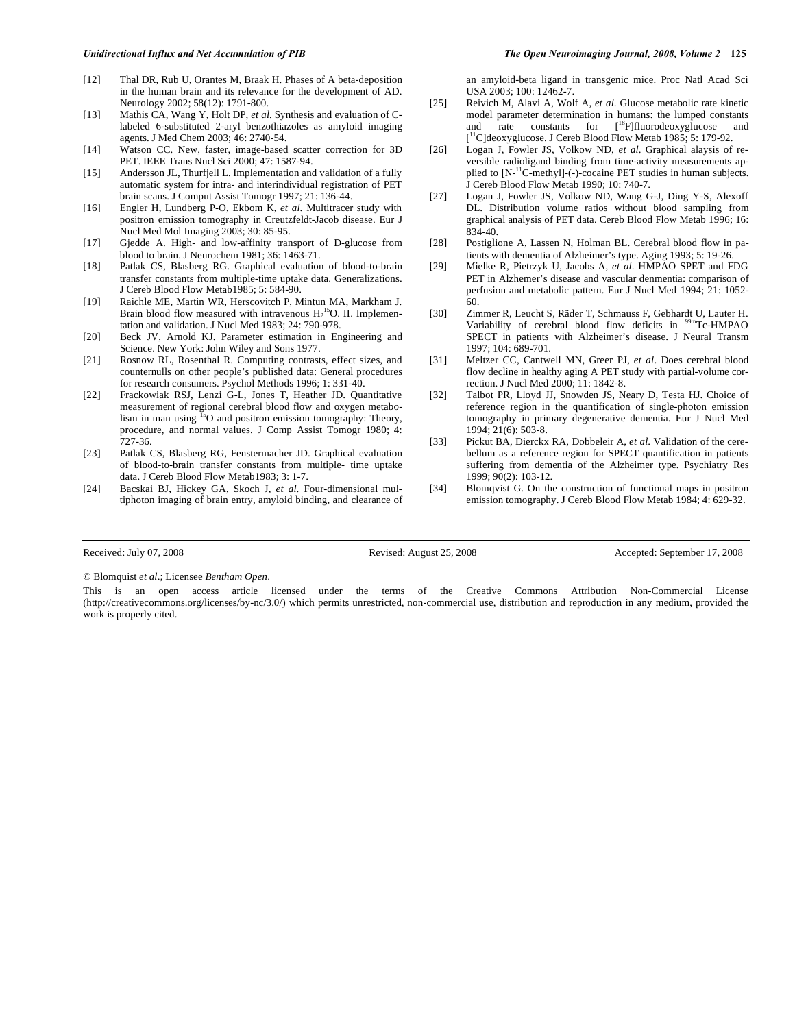[12] Thal DR, Rub U, Orantes M, Braak H. Phases of A beta-deposition in the human brain and its relevance for the development of AD. Neurology 2002; 58(12): 1791-800.

[13] Mathis CA, Wang Y, Holt DP, *et al.* Synthesis and evaluation of C-labeled 6-substituted 2-aryl benzothiazoles as amyloid imaging agents. J Med Chem 2003; 46: 2740-54.

[14] Watson CC. New, faster, image-based scatter correction for 3D PET. IEEE Trans Nucl Sci 2000; 47: 1587-94.

[15] Andersson JL, Thurfjell L. Implementation and validation of a fully automatic system for intra- and interindividual registration of PET brain scans. J Comput Assist Tomogr 1997; 21: 136-44.

[16] Engler H, Lundberg P-O, Ekbom K, *et al.* Multitracer study with positron emission tomography in Creutzfeldt-Jacob disease. Eur J Nucl Med Mol Imaging 2003; 30: 85-95.

[17] Gjedde A. High- and low-affinity transport of D-glucose from blood to brain. J Neurochem 1981; 36: 1463-71.

[18] Patlak CS, Blasberg RG. Graphical evaluation of blood-to-brain transfer constants from multiple-time uptake data. Generalizations. J Cereb Blood Flow Metab1985; 5: 584-90.

[19] Raichle ME, Martin WR, Herscovitch P, Mintun MA, Markham J. Brain blood flow measured with intravenous $H_2{}^{15}O$. II. Implementation and validation. J Nucl Med 1983; 24: 790-978.

[20] Beck JV, Arnold KJ. Parameter estimation in Engineering and Science. New York: John Wiley and Sons 1977.

[21] Rosnow RL, Rosenthal R. Computing contrasts, effect sizes, and counternulls on other people's published data: General procedures for research consumers. Psychol Methods 1996; 1: 331-40.

[22] Frackowiak RSJ, Lenzi G-L, Jones T, Heather JD. Quantitative measurement of regional cerebral blood flow and oxygen metabolism in man using $^{15}O$ and positron emission tomography: Theory, procedure, and normal values. J Comp Assist Tomogr 1980; 4: 727-36.

[23] Patlak CS, Blasberg RG, Fenstermacher JD. Graphical evaluation of blood-to-brain transfer constants from multiple- time uptake data. J Cereb Blood Flow Metab1983; 3: 1-7.

[24] Bacskai BJ, Hickey GA, Skoch J, *et al.* Four-dimensional multiphoton imaging of brain entry, amyloid binding, and clearance of an amyloid-beta ligand in transgenic mice. Proc Natl Acad Sci USA 2003; 100: 12462-7.

[25] Reivich M, Alavi A, Wolf A, *et al.* Glucose metabolic rate kinetic model parameter determination in humans: the lumped constants and rate constants for [$^{18}$F]fluorodeoxyglucose and [$^{11}$C]deoxyglucose. J Cereb Blood Flow Metab 1985; 5: 179-92.

[26] Logan J, Fowler JS, Volkow ND, *et al*. Graphical alaysis of reversible radioligand binding from time-activity measurements applied to [N-$^{11}$C-methyl]-(-)-cocaine PET studies in human subjects. J Cereb Blood Flow Metab 1990; 10: 740-7.

[27] Logan J, Fowler JS, Volkow ND, Wang G-J, Ding Y-S, Alexoff DL. Distribution volume ratios without blood sampling from graphical analysis of PET data. Cereb Blood Flow Metab 1996; 16: 834-40.

[28] Postiglione A, Lassen N, Holman BL. Cerebral blood flow in patients with dementia of Alzheimer's type. Aging 1993; 5: 19-26.

[29] Mielke R, Pietrzyk U, Jacobs A, *et al*. HMPAO SPET and FDG PET in Alzhemer's disease and vascular denmentia: comparison of perfusion and metabolic pattern. Eur J Nucl Med 1994; 21: 1052-60.

[30] Zimmer R, Leucht S, Räder T, Schmauss F, Gebhardt U, Lauter H. Variability of cerebral blood flow deficits in $^{99m}$Tc-HMPAO SPECT in patients with Alzheimer's disease. J Neural Transm 1997; 104: 689-701.

[31] Meltzer CC, Cantwell MN, Greer PJ, *et al*. Does cerebral blood flow decline in healthy aging A PET study with partial-volume correction. J Nucl Med 2000; 11: 1842-8.

[32] Talbot PR, Lloyd JJ, Snowden JS, Neary D, Testa HJ. Choice of reference region in the quantification of single-photon emission tomography in primary degenerative dementia. Eur J Nucl Med 1994; 21(6): 503-8.

[33] Pickut BA, Dierckx RA, Dobbeleir A, *et al.* Validation of the cerebellum as a reference region for SPECT quantification in patients suffering from dementia of the Alzheimer type. Psychiatry Res 1999; 90(2): 103-12.

[34] Blomqvist G. On the construction of functional maps in positron emission tomography. J Cereb Blood Flow Metab 1984; 4: 629-32.

---

Received: July 07, 2008 Revised: August 25, 2008 Accepted: September 17, 2008

© Blomquist *et al*.; Licensee *Bentham Open*.

This is an open access article licensed under the terms of the Creative Commons Attribution Non-Commercial License (http://creativecommons.org/licenses/by-nc/3.0/) which permits unrestricted, non-commercial use, distribution and reproduction in any medium, provided the work is properly cited.